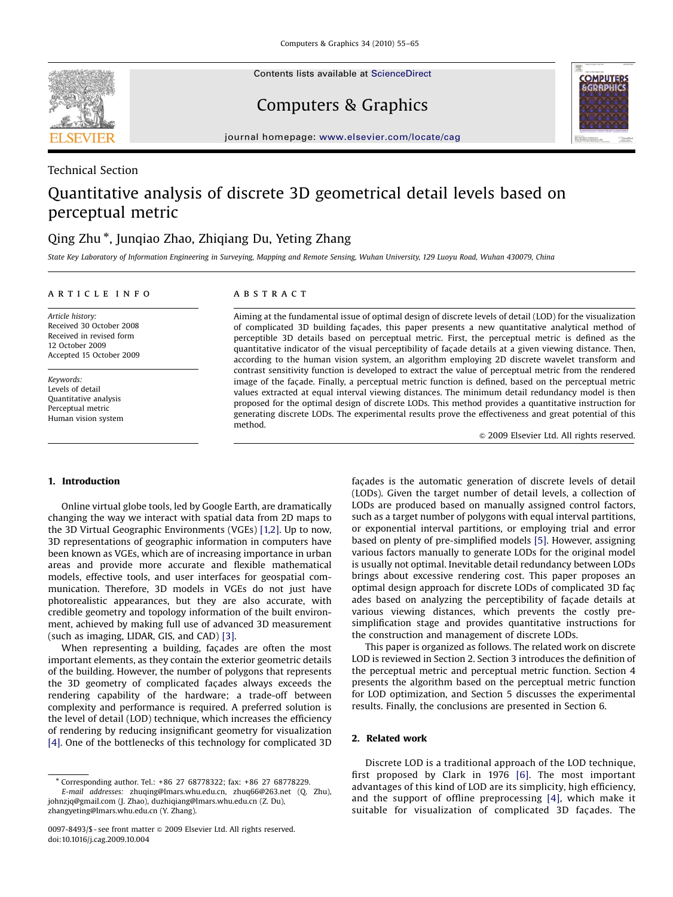Technical Section

# Quantitative analysis of discrete 3D geometrical detail levels based on perceptual metric

Qing Zhu *, Junqiao Zhao, Zhiqiang Du, Yeting Zhang

*State Key Laboratory of Information Engineering in Surveying, Mapping and Remote Sensing, Wuhan University, 129 Luoyu Road, Wuhan 430079, China*

**ARTICLE INFO**

*Article history:*
Received 30 October 2008
Received in revised form
12 October 2009
Accepted 15 October 2009

*Keywords:*
Levels of detail
Quantitative analysis
Perceptual metric
Human vision system

**ABSTRACT**

Aiming at the fundamental issue of optimal design of discrete levels of detail (LOD) for the visualization of complicated 3D building façades, this paper presents a new quantitative analytical method of perceptible 3D details based on perceptual metric. First, the perceptual metric is defined as the quantitative indicator of the visual perceptibility of façade details at a given viewing distance. Then, according to the human vision system, an algorithm employing 2D discrete wavelet transform and contrast sensitivity function is developed to extract the value of perceptual metric from the rendered image of the façade. Finally, a perceptual metric function is defined, based on the perceptual metric values extracted at equal interval viewing distances. The minimum detail redundancy model is then proposed for the optimal design of discrete LODs. This method provides a quantitative instruction for generating discrete LODs. The experimental results prove the effectiveness and great potential of this method.

© 2009 Elsevier Ltd. All rights reserved.

## 1. Introduction

Online virtual globe tools, led by Google Earth, are dramatically changing the way we interact with spatial data from 2D maps to the 3D Virtual Geographic Environments (VGEs) [1,2]. Up to now, 3D representations of geographic information in computers have been known as VGEs, which are of increasing importance in urban areas and provide more accurate and flexible mathematical models, effective tools, and user interfaces for geospatial communication. Therefore, 3D models in VGEs do not just have photorealistic appearances, but they are also accurate, with credible geometry and topology information of the built environment, achieved by making full use of advanced 3D measurement (such as imaging, LIDAR, GIS, and CAD) [3].

When representing a building, façades are often the most important elements, as they contain the exterior geometric details of the building. However, the number of polygons that represents the 3D geometry of complicated façades always exceeds the rendering capability of the hardware; a trade-off between complexity and performance is required. A preferred solution is the level of detail (LOD) technique, which increases the efficiency of rendering by reducing insignificant geometry for visualization [4]. One of the bottlenecks of this technology for complicated 3D façades is the automatic generation of discrete levels of detail (LODs). Given the target number of detail levels, a collection of LODs are produced based on manually assigned control factors, such as a target number of polygons with equal interval partitions, or exponential interval partitions, or employing trial and error based on plenty of pre-simplified models [5]. However, assigning various factors manually to generate LODs for the original model is usually not optimal. Inevitable detail redundancy between LODs brings about excessive rendering cost. This paper proposes an optimal design approach for discrete LODs of complicated 3D façades based on analyzing the perceptibility of façade details at various viewing distances, which prevents the costly pre-simplification stage and provides quantitative instructions for the construction and management of discrete LODs.

This paper is organized as follows. The related work on discrete LOD is reviewed in Section 2. Section 3 introduces the definition of the perceptual metric and perceptual metric function. Section 4 presents the algorithm based on the perceptual metric function for LOD optimization, and Section 5 discusses the experimental results. Finally, the conclusions are presented in Section 6.

## 2. Related work

Discrete LOD is a traditional approach of the LOD technique, first proposed by Clark in 1976 [6]. The most important advantages of this kind of LOD are its simplicity, high efficiency, and the support of offline preprocessing [4], which make it suitable for visualization of complicated 3D façades. The

* Corresponding author. Tel.: +86 27 68778322; fax: +86 27 68778229.
*E-mail addresses:* zhuqing@lmars.whu.edu.cn, zhuq66@263.net (Q. Zhu), johnzjq@gmail.com (J. Zhao), duzhiqiang@lmars.whu.edu.cn (Z. Du), zhangyeting@lmars.whu.edu.cn (Y. Zhang).

0097-8493/$ - see front matter © 2009 Elsevier Ltd. All rights reserved.
doi:10.1016/j.cag.2009.10.004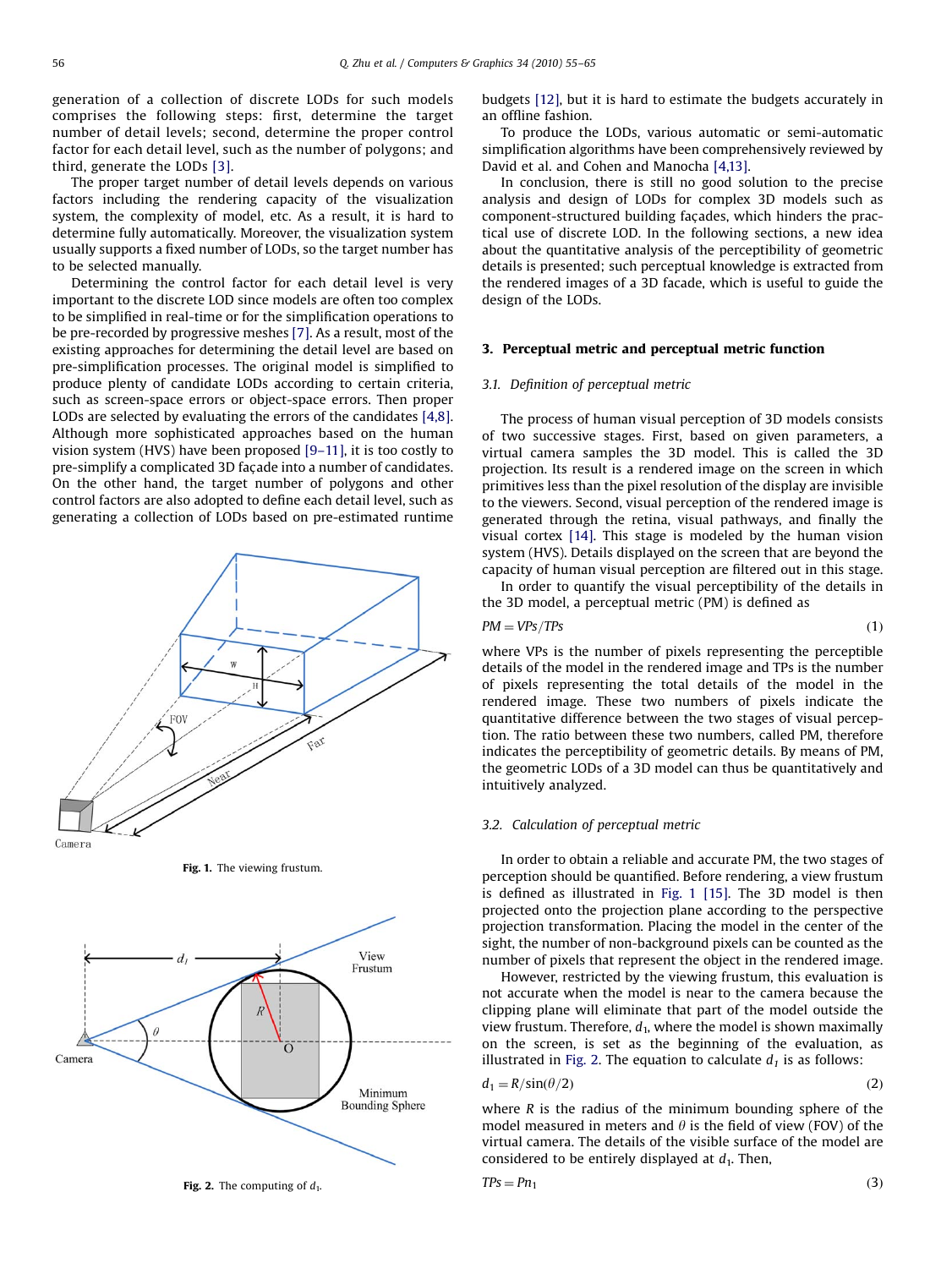generation of a collection of discrete LODs for such models comprises the following steps: first, determine the target number of detail levels; second, determine the proper control factor for each detail level, such as the number of polygons; and third, generate the LODs [3].

The proper target number of detail levels depends on various factors including the rendering capacity of the visualization system, the complexity of model, etc. As a result, it is hard to determine fully automatically. Moreover, the visualization system usually supports a fixed number of LODs, so the target number has to be selected manually.

Determining the control factor for each detail level is very important to the discrete LOD since models are often too complex to be simplified in real-time or for the simplification operations to be pre-recorded by progressive meshes [7]. As a result, most of the existing approaches for determining the detail level are based on pre-simplification processes. The original model is simplified to produce plenty of candidate LODs according to certain criteria, such as screen-space errors or object-space errors. Then proper LODs are selected by evaluating the errors of the candidates [4,8]. Although more sophisticated approaches based on the human vision system (HVS) have been proposed [9–11], it is too costly to pre-simplify a complicated 3D façade into a number of candidates. On the other hand, the target number of polygons and other control factors are also adopted to define each detail level, such as generating a collection of LODs based on pre-estimated runtime budgets [12], but it is hard to estimate the budgets accurately in an offline fashion.

Fig. 1. The viewing frustum.

Fig. 2. The computing of $d_1$.

To produce the LODs, various automatic or semi-automatic simplification algorithms have been comprehensively reviewed by David et al. and Cohen and Manocha [4,13].

In conclusion, there is still no good solution to the precise analysis and design of LODs for complex 3D models such as component-structured building façades, which hinders the practical use of discrete LOD. In the following sections, a new idea about the quantitative analysis of the perceptibility of geometric details is presented; such perceptual knowledge is extracted from the rendered images of a 3D facade, which is useful to guide the design of the LODs.

## 3. Perceptual metric and perceptual metric function

### 3.1. Definition of perceptual metric

The process of human visual perception of 3D models consists of two successive stages. First, based on given parameters, a virtual camera samples the 3D model. This is called the 3D projection. Its result is a rendered image on the screen in which primitives less than the pixel resolution of the display are invisible to the viewers. Second, visual perception of the rendered image is generated through the retina, visual pathways, and finally the visual cortex [14]. This stage is modeled by the human vision system (HVS). Details displayed on the screen that are beyond the capacity of human visual perception are filtered out in this stage.

In order to quantify the visual perceptibility of the details in the 3D model, a perceptual metric (PM) is defined as

$$PM = VPs/TPs \tag{1}$$

where VPs is the number of pixels representing the perceptible details of the model in the rendered image and TPs is the number of pixels representing the total details of the model in the rendered image. These two numbers of pixels indicate the quantitative difference between the two stages of visual perception. The ratio between these two numbers, called PM, therefore indicates the perceptibility of geometric details. By means of PM, the geometric LODs of a 3D model can thus be quantitatively and intuitively analyzed.

### 3.2. Calculation of perceptual metric

In order to obtain a reliable and accurate PM, the two stages of perception should be quantified. Before rendering, a view frustum is defined as illustrated in Fig. 1 [15]. The 3D model is then projected onto the projection plane according to the perspective projection transformation. Placing the model in the center of the sight, the number of non-background pixels can be counted as the number of pixels that represent the object in the rendered image.

However, restricted by the viewing frustum, this evaluation is not accurate when the model is near to the camera because the clipping plane will eliminate that part of the model outside the view frustum. Therefore, $d_1$, where the model is shown maximally on the screen, is set as the beginning of the evaluation, as illustrated in Fig. 2. The equation to calculate $d_1$ is as follows:

$$d_1 = R/\sin(\theta/2) \tag{2}$$

where $R$ is the radius of the minimum bounding sphere of the model measured in meters and $\theta$ is the field of view (FOV) of the virtual camera. The details of the visible surface of the model are considered to be entirely displayed at $d_1$. Then,

$$TPs = Pn_1 \tag{3}$$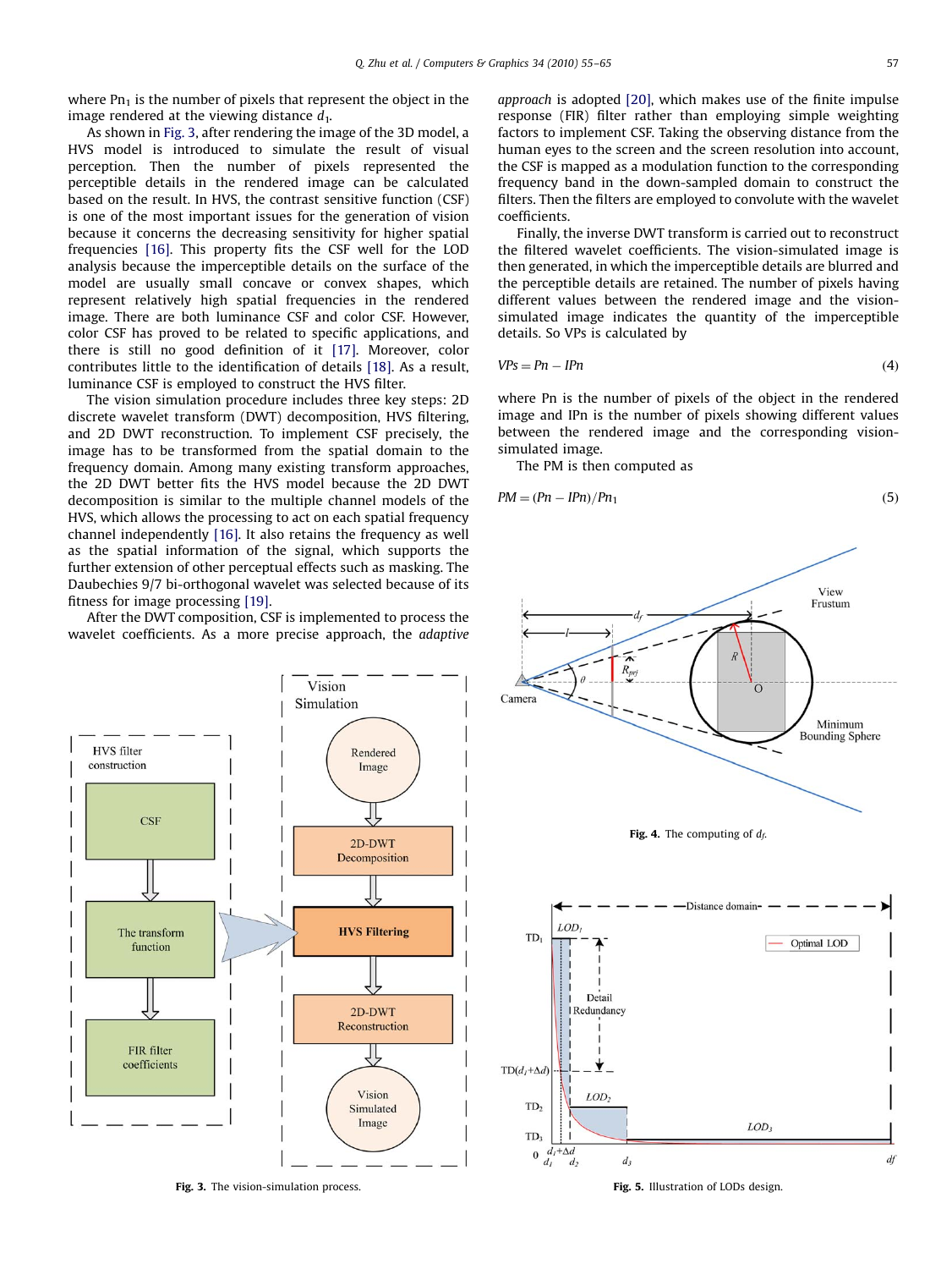where $Pn_1$ is the number of pixels that represent the object in the image rendered at the viewing distance $d_1$.

As shown in Fig. 3, after rendering the image of the 3D model, a HVS model is introduced to simulate the result of visual perception. Then the number of pixels represented the perceptible details in the rendered image can be calculated based on the result. In HVS, the contrast sensitive function (CSF) is one of the most important issues for the generation of vision because it concerns the decreasing sensitivity for higher spatial frequencies [16]. This property fits the CSF well for the LOD analysis because the imperceptible details on the surface of the model are usually small concave or convex shapes, which represent relatively high spatial frequencies in the rendered image. There are both luminance CSF and color CSF. However, color CSF has proved to be related to specific applications, and there is still no good definition of it [17]. Moreover, color contributes little to the identification of details [18]. As a result, luminance CSF is employed to construct the HVS filter.

The vision simulation procedure includes three key steps: 2D discrete wavelet transform (DWT) decomposition, HVS filtering, and 2D DWT reconstruction. To implement CSF precisely, the image has to be transformed from the spatial domain to the frequency domain. Among many existing transform approaches, the 2D DWT better fits the HVS model because the 2D DWT decomposition is similar to the multiple channel models of the HVS, which allows the processing to act on each spatial frequency channel independently [16]. It also retains the frequency as well as the spatial information of the signal, which supports the further extension of other perceptual effects such as masking. The Daubechies 9/7 bi-orthogonal wavelet was selected because of its fitness for image processing [19].

After the DWT composition, CSF is implemented to process the wavelet coefficients. As a more precise approach, the *adaptive approach* is adopted [20], which makes use of the finite impulse response (FIR) filter rather than employing simple weighting factors to implement CSF. Taking the observing distance from the human eyes to the screen and the screen resolution into account, the CSF is mapped as a modulation function to the corresponding frequency band in the down-sampled domain to construct the filters. Then the filters are employed to convolute with the wavelet coefficients.

Finally, the inverse DWT transform is carried out to reconstruct the filtered wavelet coefficients. The vision-simulated image is then generated, in which the imperceptible details are blurred and the perceptible details are retained. The number of pixels having different values between the rendered image and the vision-simulated image indicates the quantity of the imperceptible details. So VPs is calculated by

$$VPs = Pn - IPn \tag{4}$$

where Pn is the number of pixels of the object in the rendered image and IPn is the number of pixels showing different values between the rendered image and the corresponding vision-simulated image.

The PM is then computed as

$$PM = (Pn - IPn)/Pn_1 \tag{5}$$

**Fig. 3.** The vision-simulation process.

**Fig. 4.** The computing of $d_f$.

**Fig. 5.** Illustration of LODs design.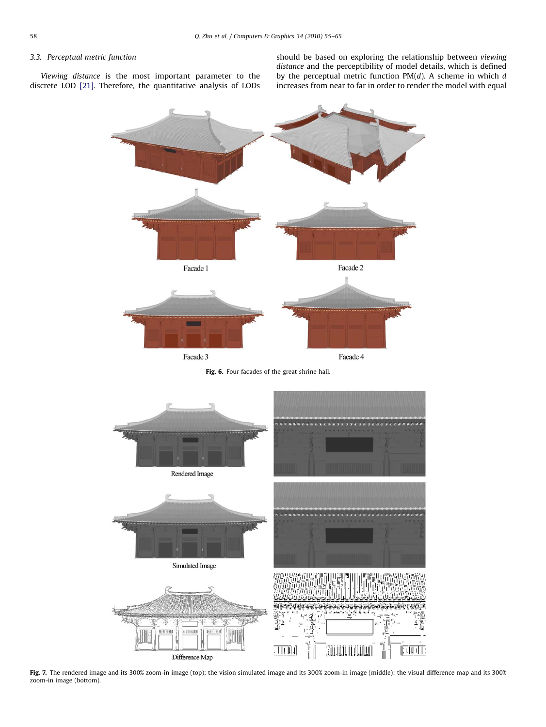### 3.3. Perceptual metric function

*Viewing distance* is the most important parameter to the discrete LOD [21]. Therefore, the quantitative analysis of LODs should be based on exploring the relationship between *viewing distance* and the perceptibility of model details, which is defined by the perceptual metric function PM($d$). A scheme in which $d$ increases from near to far in order to render the model with equal

**Fig. 6.** Four façades of the great shrine hall.

**Fig. 7.** The rendered image and its 300% zoom-in image (top); the vision simulated image and its 300% zoom-in image (middle); the visual difference map and its 300% zoom-in image (bottom).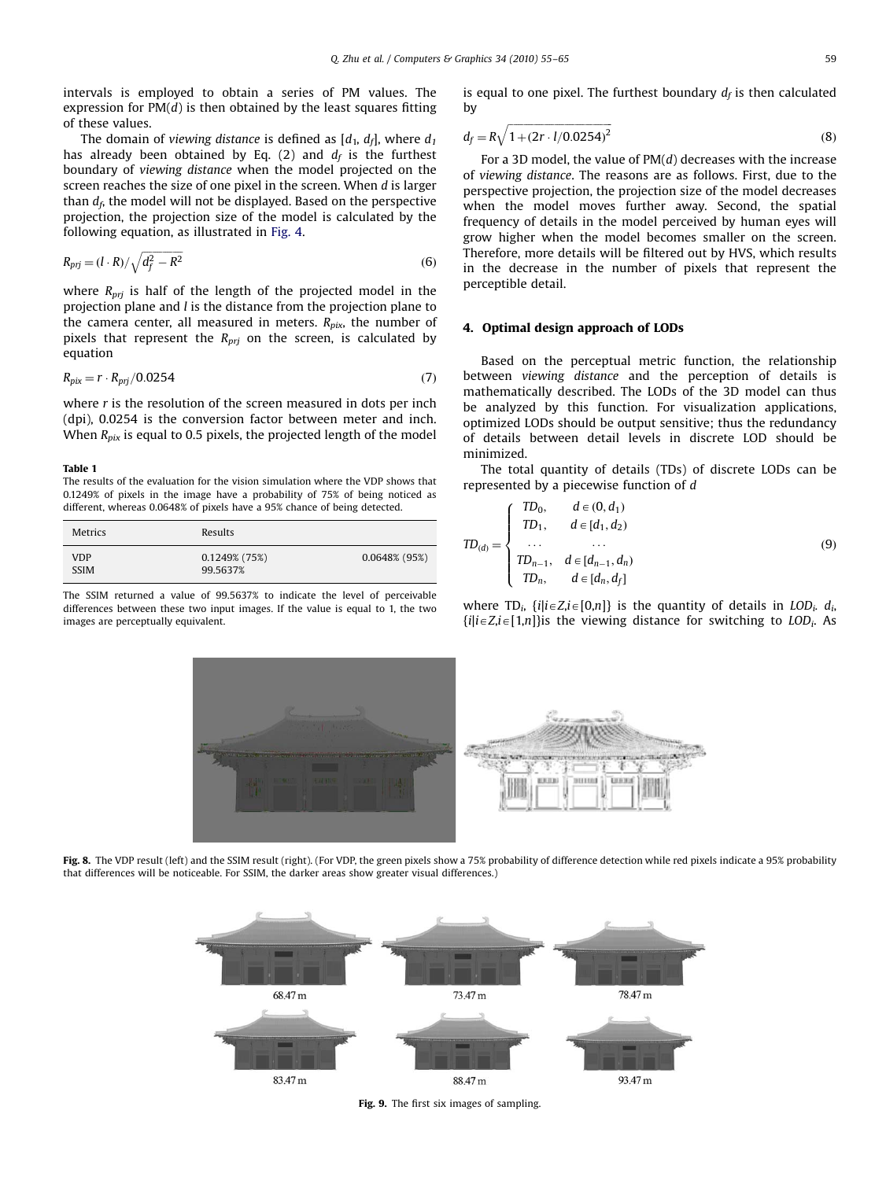intervals is employed to obtain a series of PM values. The expression for PM($d$) is then obtained by the least squares fitting of these values.

The domain of *viewing distance* is defined as [$d_1$, $d_f$], where $d_1$ has already been obtained by Eq. (2) and $d_f$ is the furthest boundary of *viewing distance* when the model projected on the screen reaches the size of one pixel in the screen. When $d$ is larger than $d_f$, the model will not be displayed. Based on the perspective projection, the projection size of the model is calculated by the following equation, as illustrated in Fig. 4.

$$R_{prj} = (l \cdot R)/\sqrt{d_f^2 - R^2} \tag{6}$$

where $R_{prj}$ is half of the length of the projected model in the projection plane and $l$ is the distance from the projection plane to the camera center, all measured in meters. $R_{pix}$, the number of pixels that represent the $R_{prj}$ on the screen, is calculated by equation

$$R_{pix} = r \cdot R_{prj}/0.0254 \tag{7}$$

where $r$ is the resolution of the screen measured in dots per inch (dpi), 0.0254 is the conversion factor between meter and inch. When $R_{pix}$ is equal to 0.5 pixels, the projected length of the model is equal to one pixel. The furthest boundary $d_f$ is then calculated by

$$d_f = R\sqrt{1 + (2r \cdot l/0.0254)^2} \tag{8}$$

For a 3D model, the value of PM($d$) decreases with the increase of *viewing distance*. The reasons are as follows. First, due to the perspective projection, the projection size of the model decreases when the model moves further away. Second, the spatial frequency of details in the model perceived by human eyes will grow higher when the model becomes smaller on the screen. Therefore, more details will be filtered out by HVS, which results in the decrease in the number of pixels that represent the perceptible detail.

**Table 1**
The results of the evaluation for the vision simulation where the VDP shows that 0.1249% of pixels in the image have a probability of 75% of being noticed as different, whereas 0.0648% of pixels have a 95% chance of being detected.

| Metrics | Results | |
|---|---|---|
| VDP | 0.1249% (75%) | 0.0648% (95%) |
| SSIM | 99.5637% | |

The SSIM returned a value of 99.5637% to indicate the level of perceivable differences between these two input images. If the value is equal to 1, the two images are perceptually equivalent.

## 4. Optimal design approach of LODs

Based on the perceptual metric function, the relationship between *viewing distance* and the perception of details is mathematically described. The LODs of the 3D model can thus be analyzed by this function. For visualization applications, optimized LODs should be output sensitive; thus the redundancy of details between detail levels in discrete LOD should be minimized.

The total quantity of details (TDs) of discrete LODs can be represented by a piecewise function of $d$

$$TD_{(d)} = \begin{cases} TD_0, & d \in (0, d_1) \\ TD_1, & d \in [d_1, d_2) \\ \cdots & \cdots \\ TD_{n-1}, & d \in [d_{n-1}, d_n) \\ TD_n, & d \in [d_n, d_f] \end{cases} \tag{9}$$

where $TD_i$, $\{i|i \in Z, i \in [0,n]\}$ is the quantity of details in $LOD_i$. $d_i$, $\{i|i \in Z, i \in [1,n]\}$is the viewing distance for switching to $LOD_i$. As

Fig. 8. The VDP result (left) and the SSIM result (right). (For VDP, the green pixels show a 75% probability of difference detection while red pixels indicate a 95% probability that differences will be noticeable. For SSIM, the darker areas show greater visual differences.)

68.47 m 73.47 m 78.47 m 83.47 m 88.47 m 93.47 m

Fig. 9. The first six images of sampling.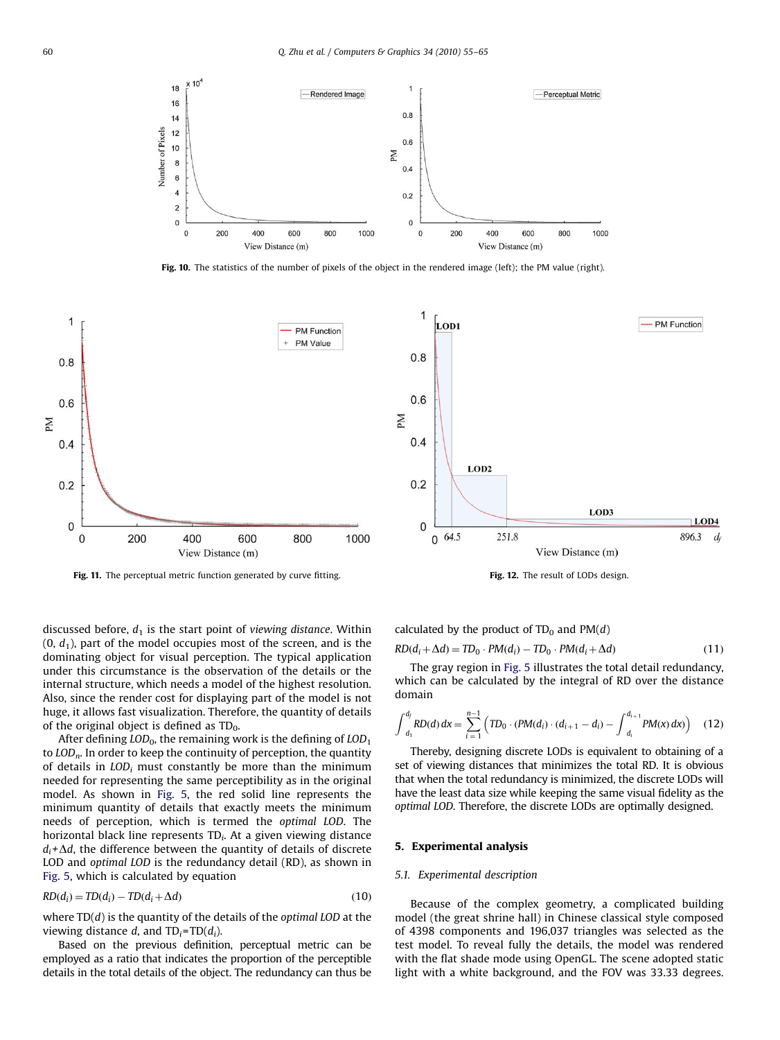Fig. 10. The statistics of the number of pixels of the object in the rendered image (left); the PM value (right).

Fig. 11. The perceptual metric function generated by curve fitting.

Fig. 12. The result of LODs design.

discussed before, $d_1$ is the start point of *viewing distance*. Within (0, $d_1$), part of the model occupies most of the screen, and is the dominating object for visual perception. The typical application under this circumstance is the observation of the details or the internal structure, which needs a model of the highest resolution. Also, since the render cost for displaying part of the model is not huge, it allows fast visualization. Therefore, the quantity of details of the original object is defined as $TD_0$.

After defining $LOD_0$, the remaining work is the defining of $LOD_1$ to $LOD_n$. In order to keep the continuity of perception, the quantity of details in $LOD_i$ must constantly be more than the minimum needed for representing the same perceptibility as in the original model. As shown in Fig. 5, the red solid line represents the minimum quantity of details that exactly meets the minimum needs of perception, which is termed the *optimal LOD*. The horizontal black line represents $TD_i$. At a given viewing distance $d_i+\Delta d$, the difference between the quantity of details of discrete LOD and *optimal LOD* is the redundancy detail (RD), as shown in Fig. 5, which is calculated by equation

$$RD(d_i) = TD(d_i) - TD(d_i+\Delta d) \tag{10}$$

where $TD(d)$ is the quantity of the details of the *optimal LOD* at the viewing distance $d$, and $TD_i = TD(d_i)$.

Based on the previous definition, perceptual metric can be employed as a ratio that indicates the proportion of the perceptible details in the total details of the object. The redundancy can thus be calculated by the product of $TD_0$ and $PM(d)$

$$RD(d_i+\Delta d) = TD_0 \cdot PM(d_i) - TD_0 \cdot PM(d_i+\Delta d) \tag{11}$$

The gray region in Fig. 5 illustrates the total detail redundancy, which can be calculated by the integral of RD over the distance domain

$$\int_{d_1}^{d_f} RD(d)\,dx = \sum_{i=1}^{n-1} \left( TD_0 \cdot (PM(d_i) \cdot (d_{i+1} - d_i) - \int_{d_i}^{d_{i+1}} PM(x)\,dx \right) \tag{12}$$

Thereby, designing discrete LODs is equivalent to obtaining of a set of viewing distances that minimizes the total RD. It is obvious that when the total redundancy is minimized, the discrete LODs will have the least data size while keeping the same visual fidelity as the *optimal LOD*. Therefore, the discrete LODs are optimally designed.

## 5. Experimental analysis

### 5.1. Experimental description

Because of the complex geometry, a complicated building model (the great shrine hall) in Chinese classical style composed of 4398 components and 196,037 triangles was selected as the test model. To reveal fully the details, the model was rendered with the flat shade mode using OpenGL. The scene adopted static light with a white background, and the FOV was 33.33 degrees.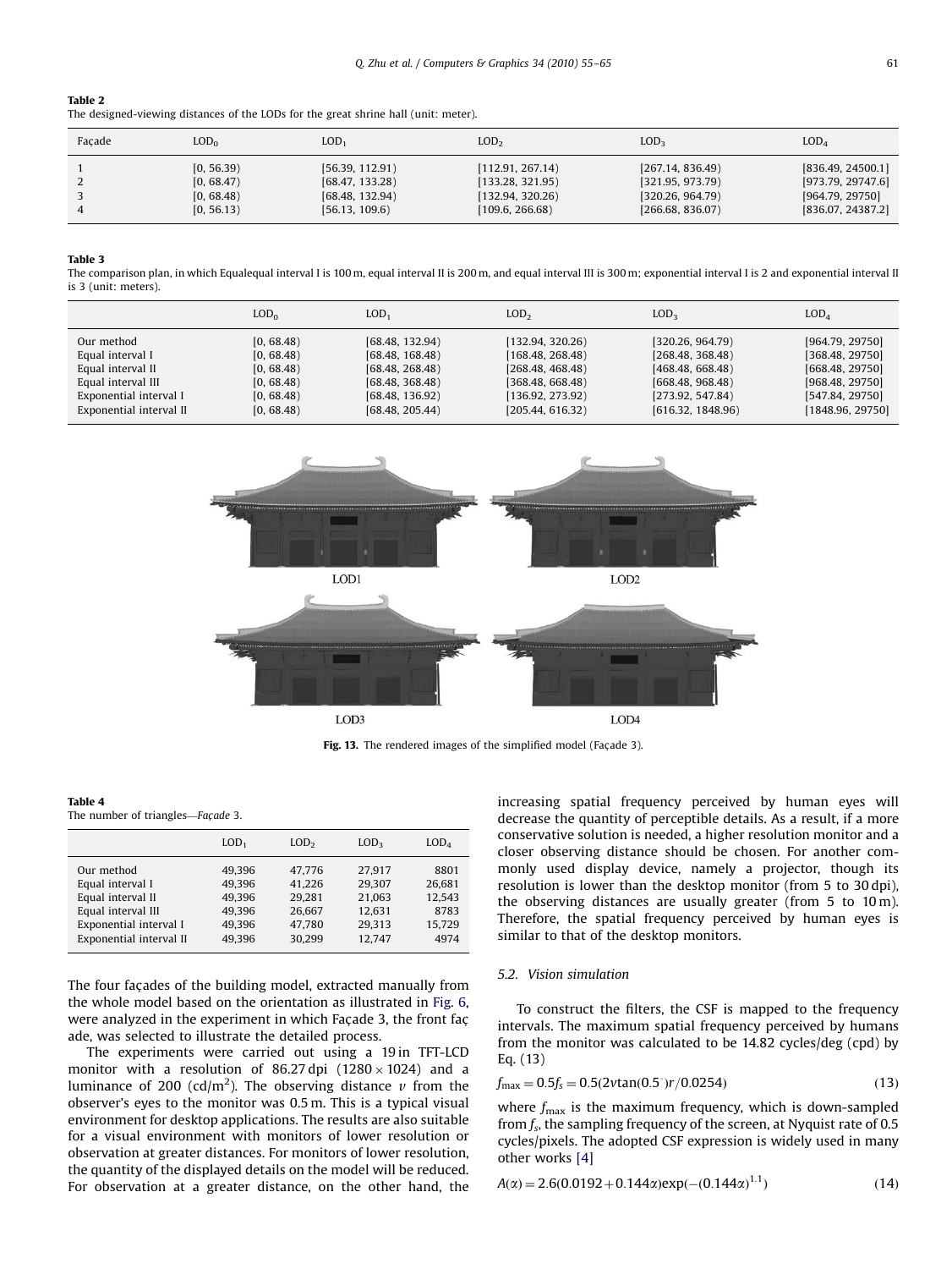**Table 2**
The designed-viewing distances of the LODs for the great shrine hall (unit: meter).

| Façade | $LOD_0$ | $LOD_1$ | $LOD_2$ | $LOD_3$ | $LOD_4$ |
|---|---|---|---|---|---|
| 1 | [0, 56.39) | [56.39, 112.91) | [112.91, 267.14) | [267.14, 836.49) | [836.49, 24500.1] |
| 2 | [0, 68.47) | [68.47, 133.28) | [133.28, 321.95) | [321.95, 973.79) | [973.79, 29747.6] |
| 3 | [0, 68.48) | [68.48, 132.94) | [132.94, 320.26) | [320.26, 964.79) | [964.79, 29750] |
| 4 | [0, 56.13) | [56.13, 109.6) | [109.6, 266.68) | [266.68, 836.07) | [836.07, 24387.2] |

**Table 3**
The comparison plan, in which Equalequal interval I is 100 m, equal interval II is 200 m, and equal interval III is 300 m; exponential interval I is 2 and exponential interval II is 3 (unit: meters).

| | $LOD_0$ | $LOD_1$ | $LOD_2$ | $LOD_3$ | $LOD_4$ |
|---|---|---|---|---|---|
| Our method | [0, 68.48) | [68.48, 132.94) | [132.94, 320.26) | [320.26, 964.79) | [964.79, 29750] |
| Equal interval I | [0, 68.48) | [68.48, 168.48) | [168.48, 268.48) | [268.48, 368.48) | [368.48, 29750] |
| Equal interval II | [0, 68.48) | [68.48, 268.48) | [268.48, 468.48) | [468.48, 668.48) | [668.48, 29750] |
| Equal interval III | [0, 68.48) | [68.48, 368.48) | [368.48, 668.48) | [668.48, 968.48) | [968.48, 29750] |
| Exponential interval I | [0, 68.48) | [68.48, 136.92) | [136.92, 273.92) | [273.92, 547.84) | [547.84, 29750] |
| Exponential interval II | [0, 68.48) | [68.48, 205.44) | [205.44, 616.32) | [616.32, 1848.96) | [1848.96, 29750] |

LOD1 LOD2 LOD3 LOD4

**Fig. 13.** The rendered images of the simplified model (Façade 3).

**Table 4**
The number of triangles—*Façade* 3.

| | $LOD_1$ | $LOD_2$ | $LOD_3$ | $LOD_4$ |
|---|---|---|---|---|
| Our method | 49,396 | 47,776 | 27,917 | 8801 |
| Equal interval I | 49,396 | 41,226 | 29,307 | 26,681 |
| Equal interval II | 49,396 | 29,281 | 21,063 | 12,543 |
| Equal interval III | 49,396 | 26,667 | 12,631 | 8783 |
| Exponential interval I | 49,396 | 47,780 | 29,313 | 15,729 |
| Exponential interval II | 49,396 | 30,299 | 12,747 | 4974 |

The four façades of the building model, extracted manually from the whole model based on the orientation as illustrated in Fig. 6, were analyzed in the experiment in which Façade 3, the front façade, was selected to illustrate the detailed process.

The experiments were carried out using a 19 in TFT-LCD monitor with a resolution of 86.27 dpi ($1280 \times 1024$) and a luminance of 200 (cd/m$^2$). The observing distance $v$ from the observer's eyes to the monitor was 0.5 m. This is a typical visual environment for desktop applications. The results are also suitable for a visual environment with monitors of lower resolution or observation at greater distances. For monitors of lower resolution, the quantity of the displayed details on the model will be reduced. For observation at a greater distance, on the other hand, the increasing spatial frequency perceived by human eyes will decrease the quantity of perceptible details. As a result, if a more conservative solution is needed, a higher resolution monitor and a closer observing distance should be chosen. For another commonly used display device, namely a projector, though its resolution is lower than the desktop monitor (from 5 to 30 dpi), the observing distances are usually greater (from 5 to 10 m). Therefore, the spatial frequency perceived by human eyes is similar to that of the desktop monitors.

### 5.2. Vision simulation

To construct the filters, the CSF is mapped to the frequency intervals. The maximum spatial frequency perceived by humans from the monitor was calculated to be 14.82 cycles/deg (cpd) by Eq. (13)

$$f_{max} = 0.5 f_s = 0.5(2v\tan(0.5^{\circ})r/0.0254) \quad (13)$$

where $f_{max}$ is the maximum frequency, which is down-sampled from $f_s$, the sampling frequency of the screen, at Nyquist rate of 0.5 cycles/pixels. The adopted CSF expression is widely used in many other works [4]

$$A(\alpha) = 2.6(0.0192 + 0.144\alpha)\exp(-(0.144\alpha)^{1.1}) \quad (14)$$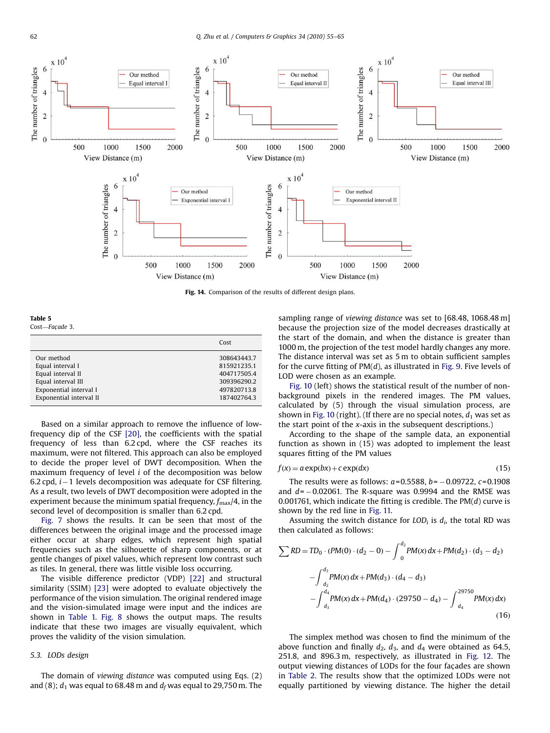Fig. 14. Comparison of the results of different design plans.

**Table 5**
Cost—*Façade* 3.

| | Cost |
|---|---|
| Our method | 308643443.7 |
| Equal interval I | 815921235.1 |
| Equal interval II | 404717505.4 |
| Equal interval III | 309396290.2 |
| Exponential interval I | 497820713.8 |
| Exponential interval II | 187402764.3 |

Based on a similar approach to remove the influence of low-frequency dip of the CSF [20], the coefficients with the spatial frequency of less than 6.2 cpd, where the CSF reaches its maximum, were not filtered. This approach can also be employed to decide the proper level of DWT decomposition. When the maximum frequency of level $i$ of the decomposition was below 6.2 cpd, $i-1$ levels decomposition was adequate for CSF filtering. As a result, two levels of DWT decomposition were adopted in the experiment because the minimum spatial frequency, $f_{max}/4$, in the second level of decomposition is smaller than 6.2 cpd.

Fig. 7 shows the results. It can be seen that most of the differences between the original image and the processed image either occur at sharp edges, which represent high spatial frequencies such as the silhouette of sharp components, or at gentle changes of pixel values, which represent low contrast such as tiles. In general, there was little visible loss occurring.

The visible difference predictor (VDP) [22] and structural similarity (SSIM) [23] were adopted to evaluate objectively the performance of the vision simulation. The original rendered image and the vision-simulated image were input and the indices are shown in Table 1. Fig. 8 shows the output maps. The results indicate that these two images are visually equivalent, which proves the validity of the vision simulation.

### 5.3. LODs design

The domain of *viewing distance* was computed using Eqs. (2) and (8); $d_1$ was equal to 68.48 m and $d_f$ was equal to 29,750 m. The sampling range of *viewing distance* was set to [68.48, 1068.48 m] because the projection size of the model decreases drastically at the start of the domain, and when the distance is greater than 1000 m, the projection of the test model hardly changes any more. The distance interval was set as 5 m to obtain sufficient samples for the curve fitting of PM($d$), as illustrated in Fig. 9. Five levels of LOD were chosen as an example.

Fig. 10 (left) shows the statistical result of the number of non-background pixels in the rendered images. The PM values, calculated by (5) through the visual simulation process, are shown in Fig. 10 (right). (If there are no special notes, $d_1$ was set as the start point of the $x$-axis in the subsequent descriptions.)

According to the shape of the sample data, an exponential function as shown in (15) was adopted to implement the least squares fitting of the PM values

$$f(x) = a\exp(bx) + c\exp(dx) \tag{15}$$

The results were as follows: $a$=0.5588, $b=-0.09722$, $c$=0.1908 and $d=-0.02061$. The R-square was 0.9994 and the RMSE was 0.001761, which indicate the fitting is credible. The PM($d$) curve is shown by the red line in Fig. 11.

Assuming the switch distance for $LOD_i$ is $d_i$, the total RD was then calculated as follows:

$$\begin{aligned}\sum RD = TD_0 \cdot (PM(0)\cdot(d_2-0) - \int_0^{d_2} PM(x)\,dx + PM(d_2)\cdot(d_3-d_2) \\ - \int_{d_2}^{d_3} PM(x)\,dx + PM(d_3)\cdot(d_4-d_3) \\ - \int_{d_3}^{d_4} PM(x)\,dx + PM(d_4)\cdot(29750-d_4) - \int_{d_4}^{29750} PM(x)\,dx)\end{aligned} \tag{16}$$

The simplex method was chosen to find the minimum of the above function and finally $d_2$, $d_3$, and $d_4$ were obtained as 64.5, 251.8, and 896.3 m, respectively, as illustrated in Fig. 12. The output viewing distances of LODs for the four façades are shown in Table 2. The results show that the optimized LODs were not equally partitioned by viewing distance. The higher the detail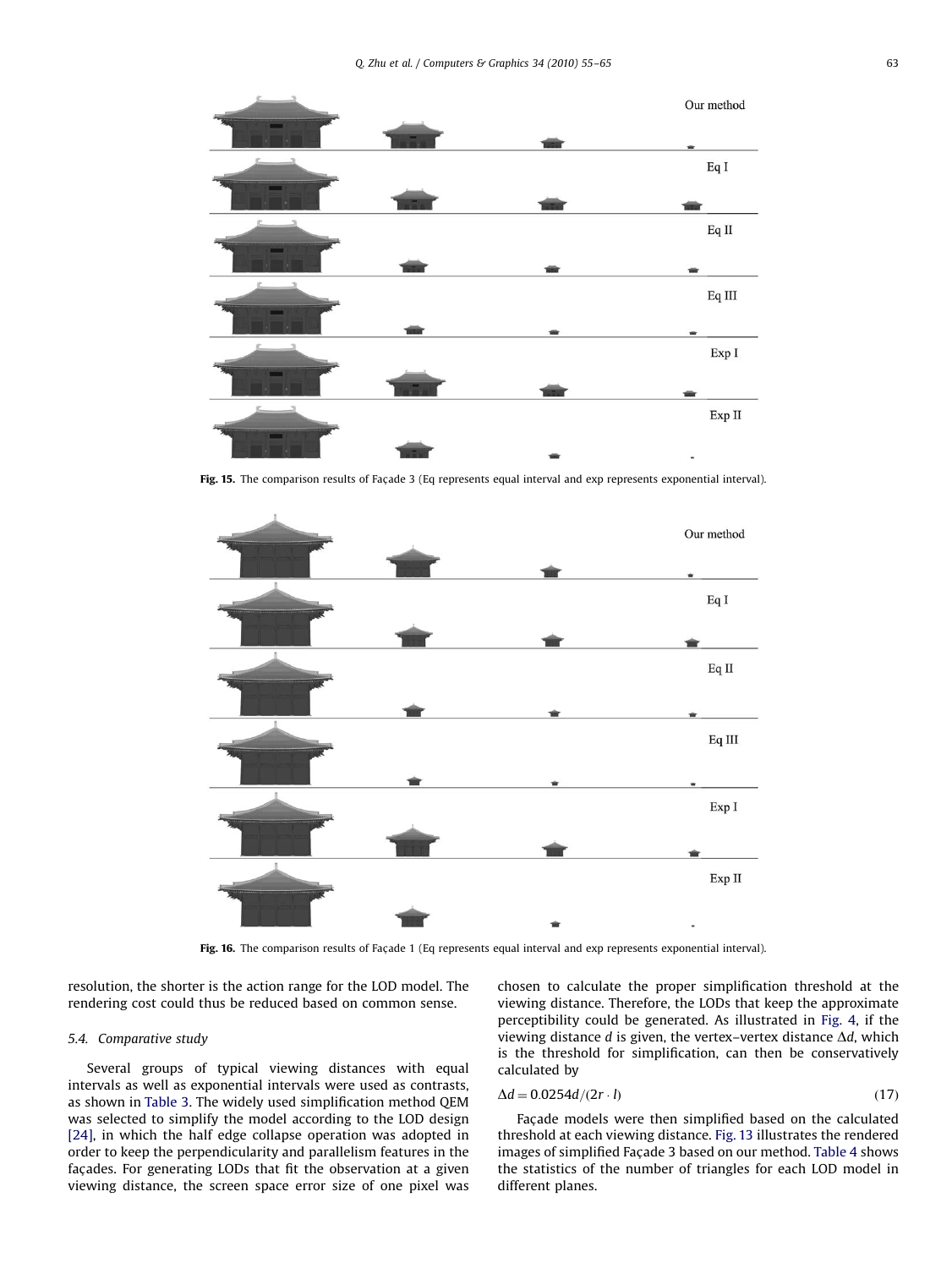Fig. 15. The comparison results of Façade 3 (Eq represents equal interval and exp represents exponential interval).

Fig. 16. The comparison results of Façade 1 (Eq represents equal interval and exp represents exponential interval).

resolution, the shorter is the action range for the LOD model. The rendering cost could thus be reduced based on common sense.

### 5.4. Comparative study

Several groups of typical viewing distances with equal intervals as well as exponential intervals were used as contrasts, as shown in Table 3. The widely used simplification method QEM was selected to simplify the model according to the LOD design [24], in which the half edge collapse operation was adopted in order to keep the perpendicularity and parallelism features in the façades. For generating LODs that fit the observation at a given viewing distance, the screen space error size of one pixel was chosen to calculate the proper simplification threshold at the viewing distance. Therefore, the LODs that keep the approximate perceptibility could be generated. As illustrated in Fig. 4, if the viewing distance $d$ is given, the vertex–vertex distance $\Delta d$, which is the threshold for simplification, can then be conservatively calculated by

$$\Delta d = 0.0254d/(2r \cdot l) \tag{17}$$

Façade models were then simplified based on the calculated threshold at each viewing distance. Fig. 13 illustrates the rendered images of simplified Façade 3 based on our method. Table 4 shows the statistics of the number of triangles for each LOD model in different planes.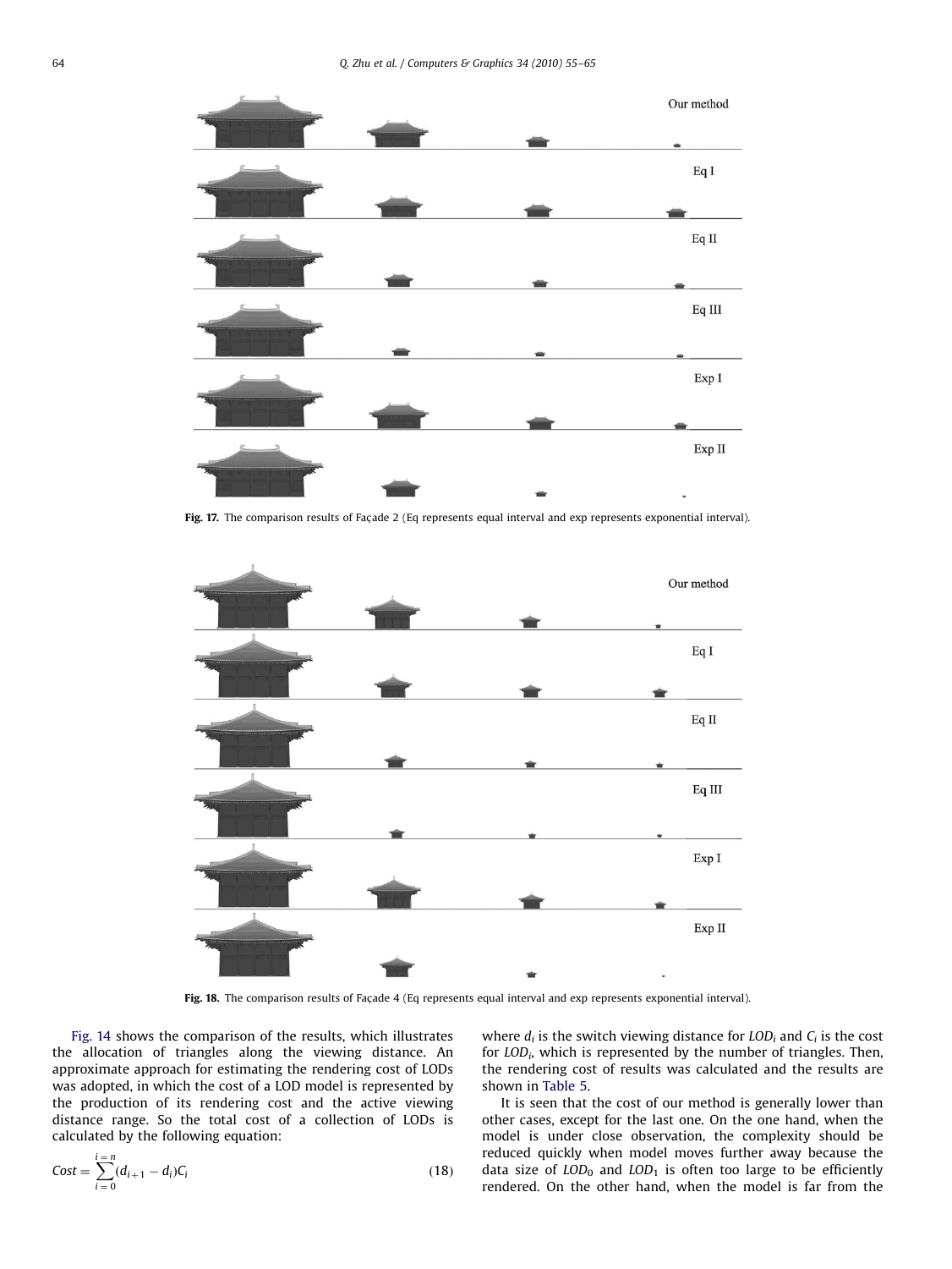Fig. 17. The comparison results of Façade 2 (Eq represents equal interval and exp represents exponential interval).

Fig. 18. The comparison results of Façade 4 (Eq represents equal interval and exp represents exponential interval).

Fig. 14 shows the comparison of the results, which illustrates the allocation of triangles along the viewing distance. An approximate approach for estimating the rendering cost of LODs was adopted, in which the cost of a LOD model is represented by the production of its rendering cost and the active viewing distance range. So the total cost of a collection of LODs is calculated by the following equation:

$$Cost = \sum_{i=0}^{i=n}(d_{i+1} - d_i)C_i \tag{18}$$

where $d_i$ is the switch viewing distance for $LOD_i$ and $C_i$ is the cost for $LOD_i$, which is represented by the number of triangles. Then, the rendering cost of results was calculated and the results are shown in Table 5.

It is seen that the cost of our method is generally lower than other cases, except for the last one. On the one hand, when the model is under close observation, the complexity should be reduced quickly when model moves further away because the data size of $LOD_0$ and $LOD_1$ is often too large to be efficiently rendered. On the other hand, when the model is far from the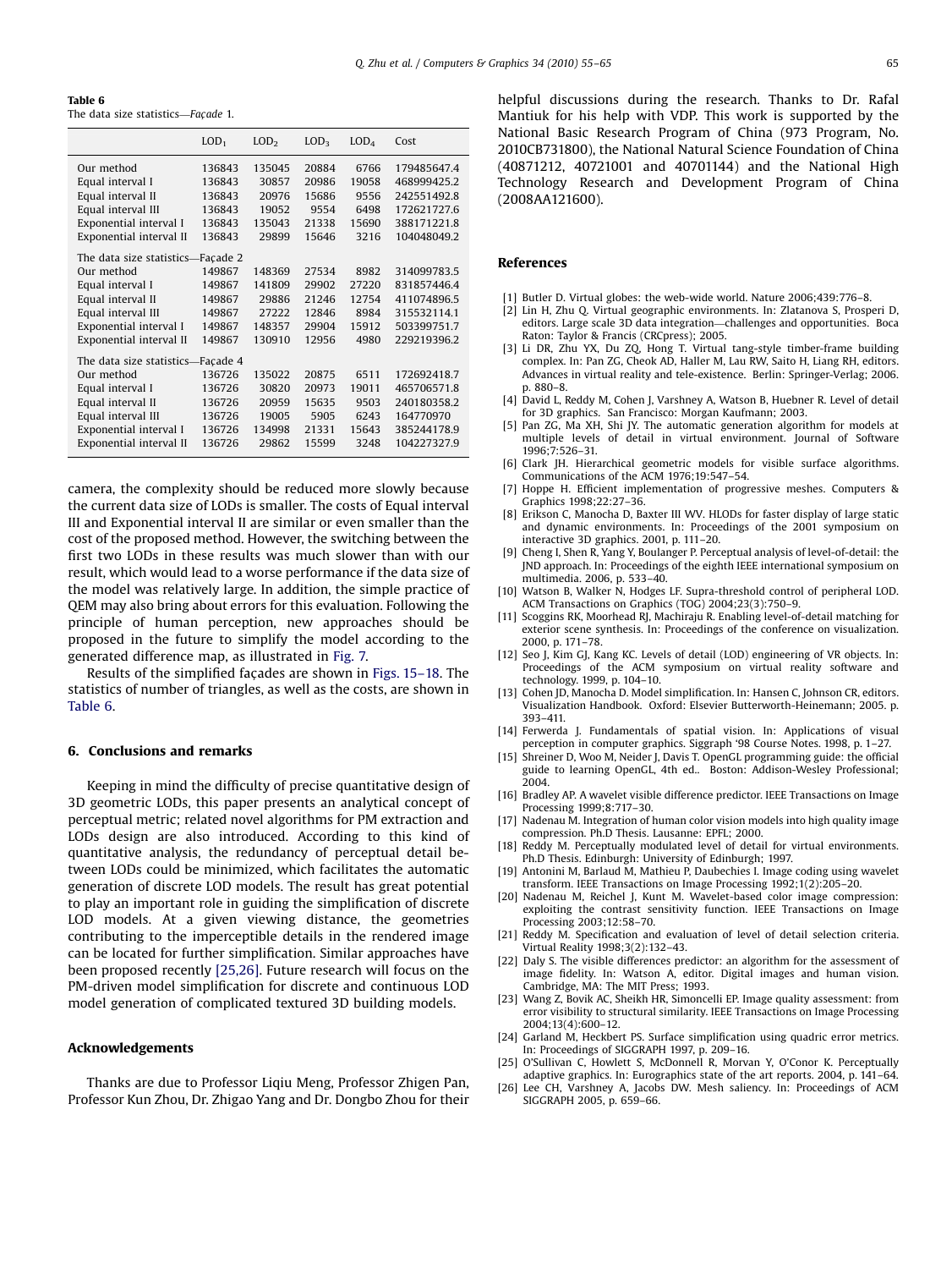**Table 6**
The data size statistics—*Façade* 1.

| | $LOD_1$ | $LOD_2$ | $LOD_3$ | $LOD_4$ | Cost |
|---|---|---|---|---|---|
| Our method | 136843 | 135045 | 20884 | 6766 | 179485647.4 |
| Equal interval I | 136843 | 30857 | 20986 | 19058 | 468999425.2 |
| Equal interval II | 136843 | 20976 | 15686 | 9556 | 242551492.8 |
| Equal interval III | 136843 | 19052 | 9554 | 6498 | 172621727.6 |
| Exponential interval I | 136843 | 135043 | 21338 | 15690 | 388171221.8 |
| Exponential interval II | 136843 | 29899 | 15646 | 3216 | 104048049.2 |
| The data size statistics—Façade 2 | | | | | |
| Our method | 149867 | 148369 | 27534 | 8982 | 314099783.5 |
| Equal interval I | 149867 | 141809 | 29902 | 27220 | 831857446.4 |
| Equal interval II | 149867 | 29886 | 21246 | 12754 | 411074896.5 |
| Equal interval III | 149867 | 27222 | 12846 | 8984 | 315532114.1 |
| Exponential interval I | 149867 | 148357 | 29904 | 15912 | 503399751.7 |
| Exponential interval II | 149867 | 130910 | 12956 | 4980 | 229219396.2 |
| The data size statistics—Façade 4 | | | | | |
| Our method | 136726 | 135022 | 20875 | 6511 | 172692418.7 |
| Equal interval I | 136726 | 30820 | 20973 | 19011 | 465706571.8 |
| Equal interval II | 136726 | 20959 | 15635 | 9503 | 240180358.2 |
| Equal interval III | 136726 | 19005 | 5905 | 6243 | 164770970 |
| Exponential interval I | 136726 | 134998 | 21331 | 15643 | 385244178.9 |
| Exponential interval II | 136726 | 29862 | 15599 | 3248 | 104227327.9 |

camera, the complexity should be reduced more slowly because the current data size of LODs is smaller. The costs of Equal interval III and Exponential interval II are similar or even smaller than the cost of the proposed method. However, the switching between the first two LODs in these results was much slower than with our result, which would lead to a worse performance if the data size of the model was relatively large. In addition, the simple practice of QEM may also bring about errors for this evaluation. Following the principle of human perception, new approaches should be proposed in the future to simplify the model according to the generated difference map, as illustrated in Fig. 7.

Results of the simplified façades are shown in Figs. 15–18. The statistics of number of triangles, as well as the costs, are shown in Table 6.

## 6. Conclusions and remarks

Keeping in mind the difficulty of precise quantitative design of 3D geometric LODs, this paper presents an analytical concept of perceptual metric; related novel algorithms for PM extraction and LODs design are also introduced. According to this kind of quantitative analysis, the redundancy of perceptual detail between LODs could be minimized, which facilitates the automatic generation of discrete LOD models. The result has great potential to play an important role in guiding the simplification of discrete LOD models. At a given viewing distance, the geometries contributing to the imperceptible details in the rendered image can be located for further simplification. Similar approaches have been proposed recently [25,26]. Future research will focus on the PM-driven model simplification for discrete and continuous LOD model generation of complicated textured 3D building models.

## Acknowledgements

Thanks are due to Professor Liqiu Meng, Professor Zhigen Pan, Professor Kun Zhou, Dr. Zhigao Yang and Dr. Dongbo Zhou for their helpful discussions during the research. Thanks to Dr. Rafal Mantiuk for his help with VDP. This work is supported by the National Basic Research Program of China (973 Program, No. 2010CB731800), the National Natural Science Foundation of China (40871212, 40721001 and 40701144) and the National High Technology Research and Development Program of China (2008AA121600).

## References

[1] Butler D. Virtual globes: the web-wide world. Nature 2006;439:776–8.
[2] Lin H, Zhu Q. Virtual geographic environments. In: Zlatanova S, Prosperi D, editors. Large scale 3D data integration—challenges and opportunities. Boca Raton: Taylor & Francis (CRCpress); 2005.
[3] Li DR, Zhu YX, Du ZQ, Hong T. Virtual tang-style timber-frame building complex. In: Pan ZG, Cheok AD, Haller M, Lau RW, Saito H, Liang RH, editors. Advances in virtual reality and tele-existence. Berlin: Springer-Verlag; 2006. p. 880–8.
[4] David L, Reddy M, Cohen J, Varshney A, Watson B, Huebner R. Level of detail for 3D graphics. San Francisco: Morgan Kaufmann; 2003.
[5] Pan ZG, Ma XH, Shi JY. The automatic generation algorithm for models at multiple levels of detail in virtual environment. Journal of Software 1996;7:526–31.
[6] Clark JH. Hierarchical geometric models for visible surface algorithms. Communications of the ACM 1976;19:547–54.
[7] Hoppe H. Efficient implementation of progressive meshes. Computers & Graphics 1998;22:27–36.
[8] Erikson C, Manocha D, Baxter III WV. HLODs for faster display of large static and dynamic environments. In: Proceedings of the 2001 symposium on interactive 3D graphics. 2001, p. 111–20.
[9] Cheng I, Shen R, Yang Y, Boulanger P. Perceptual analysis of level-of-detail: the JND approach. In: Proceedings of the eighth IEEE international symposium on multimedia. 2006, p. 533–40.
[10] Watson B, Walker N, Hodges LF. Supra-threshold control of peripheral LOD. ACM Transactions on Graphics (TOG) 2004;23(3):750–9.
[11] Scoggins RK, Moorhead RJ, Machiraju R. Enabling level-of-detail matching for exterior scene synthesis. In: Proceedings of the conference on visualization. 2000, p. 171–78.
[12] Seo J, Kim GJ, Kang KC. Levels of detail (LOD) engineering of VR objects. In: Proceedings of the ACM symposium on virtual reality software and technology. 1999, p. 104–10.
[13] Cohen JD, Manocha D. Model simplification. In: Hansen C, Johnson CR, editors. Visualization Handbook. Oxford: Elsevier Butterworth-Heinemann; 2005. p. 393–411.
[14] Ferwerda J. Fundamentals of spatial vision. In: Applications of visual perception in computer graphics. Siggraph '98 Course Notes. 1998, p. 1–27.
[15] Shreiner D, Woo M, Neider J, Davis T. OpenGL programming guide: the official guide to learning OpenGL, 4th ed.. Boston: Addison-Wesley Professional; 2004.
[16] Bradley AP. A wavelet visible difference predictor. IEEE Transactions on Image Processing 1999;8:717–30.
[17] Nadenau M. Integration of human color vision models into high quality image compression. Ph.D Thesis. Lausanne: EPFL; 2000.
[18] Reddy M. Perceptually modulated level of detail for virtual environments. Ph.D Thesis. Edinburgh: University of Edinburgh; 1997.
[19] Antonini M, Barlaud M, Mathieu P, Daubechies I. Image coding using wavelet transform. IEEE Transactions on Image Processing 1992;1(2):205–20.
[20] Nadenau M, Reichel J, Kunt M. Wavelet-based color image compression: exploiting the contrast sensitivity function. IEEE Transactions on Image Processing 2003;12:58–70.
[21] Reddy M. Specification and evaluation of level of detail selection criteria. Virtual Reality 1998;3(2):132–43.
[22] Daly S. The visible differences predictor: an algorithm for the assessment of image fidelity. In: Watson A, editor. Digital images and human vision. Cambridge, MA: The MIT Press; 1993.
[23] Wang Z, Bovik AC, Sheikh HR, Simoncelli EP. Image quality assessment: from error visibility to structural similarity. IEEE Transactions on Image Processing 2004;13(4):600–12.
[24] Garland M, Heckbert PS. Surface simplification using quadric error metrics. In: Proceedings of SIGGRAPH 1997, p. 209–16.
[25] O'Sullivan C, Howlett S, McDonnell R, Morvan Y, O'Conor K. Perceptually adaptive graphics. In: Eurographics state of the art reports. 2004, p. 141–64.
[26] Lee CH, Varshney A, Jacobs DW. Mesh saliency. In: Proceedings of ACM SIGGRAPH 2005, p. 659–66.